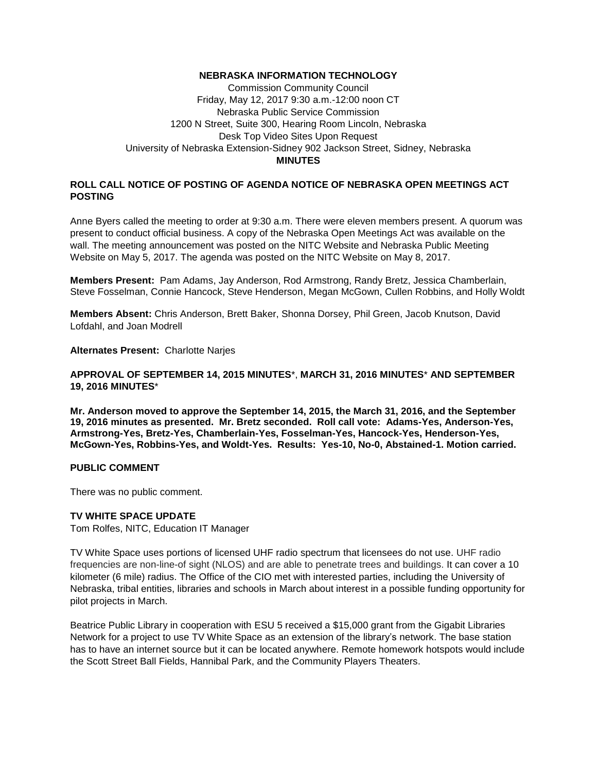**NEBRASKA INFORMATION TECHNOLOGY**
Commission Community Council
Friday, May 12, 2017 9:30 a.m.-12:00 noon CT
Nebraska Public Service Commission
1200 N Street, Suite 300, Hearing Room Lincoln, Nebraska
Desk Top Video Sites Upon Request
University of Nebraska Extension-Sidney 902 Jackson Street, Sidney, Nebraska
**MINUTES**

## ROLL CALL NOTICE OF POSTING OF AGENDA NOTICE OF NEBRASKA OPEN MEETINGS ACT POSTING

Anne Byers called the meeting to order at 9:30 a.m. There were eleven members present. A quorum was present to conduct official business. A copy of the Nebraska Open Meetings Act was available on the wall. The meeting announcement was posted on the NITC Website and Nebraska Public Meeting Website on May 5, 2017. The agenda was posted on the NITC Website on May 8, 2017.

**Members Present:** Pam Adams, Jay Anderson, Rod Armstrong, Randy Bretz, Jessica Chamberlain, Steve Fosselman, Connie Hancock, Steve Henderson, Megan McGown, Cullen Robbins, and Holly Woldt

**Members Absent:** Chris Anderson, Brett Baker, Shonna Dorsey, Phil Green, Jacob Knutson, David Lofdahl, and Joan Modrell

**Alternates Present:** Charlotte Narjes

## APPROVAL OF SEPTEMBER 14, 2015 MINUTES*, MARCH 31, 2016 MINUTES* AND SEPTEMBER 19, 2016 MINUTES*

**Mr. Anderson moved to approve the September 14, 2015, the March 31, 2016, and the September 19, 2016 minutes as presented. Mr. Bretz seconded. Roll call vote: Adams-Yes, Anderson-Yes, Armstrong-Yes, Bretz-Yes, Chamberlain-Yes, Fosselman-Yes, Hancock-Yes, Henderson-Yes, McGown-Yes, Robbins-Yes, and Woldt-Yes. Results: Yes-10, No-0, Abstained-1. Motion carried.**

## PUBLIC COMMENT

There was no public comment.

## TV WHITE SPACE UPDATE

Tom Rolfes, NITC, Education IT Manager

TV White Space uses portions of licensed UHF radio spectrum that licensees do not use. UHF radio frequencies are non-line-of sight (NLOS) and are able to penetrate trees and buildings. It can cover a 10 kilometer (6 mile) radius. The Office of the CIO met with interested parties, including the University of Nebraska, tribal entities, libraries and schools in March about interest in a possible funding opportunity for pilot projects in March.

Beatrice Public Library in cooperation with ESU 5 received a $15,000 grant from the Gigabit Libraries Network for a project to use TV White Space as an extension of the library's network. The base station has to have an internet source but it can be located anywhere. Remote homework hotspots would include the Scott Street Ball Fields, Hannibal Park, and the Community Players Theaters.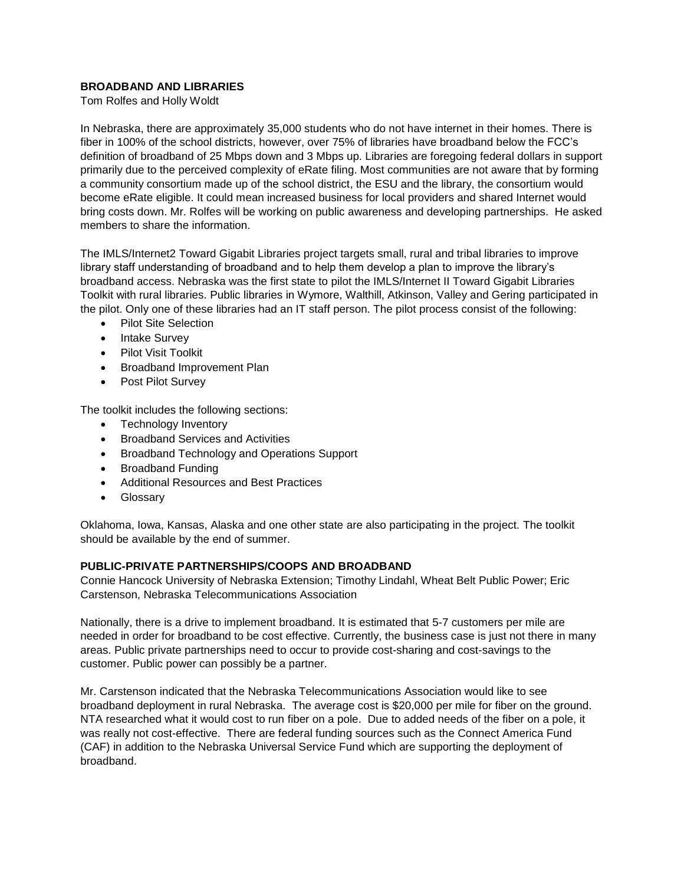**BROADBAND AND LIBRARIES**

Tom Rolfes and Holly Woldt

In Nebraska, there are approximately 35,000 students who do not have internet in their homes. There is fiber in 100% of the school districts, however, over 75% of libraries have broadband below the FCC's definition of broadband of 25 Mbps down and 3 Mbps up. Libraries are foregoing federal dollars in support primarily due to the perceived complexity of eRate filing. Most communities are not aware that by forming a community consortium made up of the school district, the ESU and the library, the consortium would become eRate eligible. It could mean increased business for local providers and shared Internet would bring costs down. Mr. Rolfes will be working on public awareness and developing partnerships. He asked members to share the information.

The IMLS/Internet2 Toward Gigabit Libraries project targets small, rural and tribal libraries to improve library staff understanding of broadband and to help them develop a plan to improve the library's broadband access. Nebraska was the first state to pilot the IMLS/Internet II Toward Gigabit Libraries Toolkit with rural libraries. Public libraries in Wymore, Walthill, Atkinson, Valley and Gering participated in the pilot. Only one of these libraries had an IT staff person. The pilot process consist of the following:

- Pilot Site Selection
- Intake Survey
- Pilot Visit Toolkit
- Broadband Improvement Plan
- Post Pilot Survey

The toolkit includes the following sections:

- Technology Inventory
- Broadband Services and Activities
- Broadband Technology and Operations Support
- Broadband Funding
- Additional Resources and Best Practices
- Glossary

Oklahoma, Iowa, Kansas, Alaska and one other state are also participating in the project. The toolkit should be available by the end of summer.

**PUBLIC-PRIVATE PARTNERSHIPS/COOPS AND BROADBAND**

Connie Hancock University of Nebraska Extension; Timothy Lindahl, Wheat Belt Public Power; Eric Carstenson, Nebraska Telecommunications Association

Nationally, there is a drive to implement broadband. It is estimated that 5-7 customers per mile are needed in order for broadband to be cost effective. Currently, the business case is just not there in many areas. Public private partnerships need to occur to provide cost-sharing and cost-savings to the customer. Public power can possibly be a partner.

Mr. Carstenson indicated that the Nebraska Telecommunications Association would like to see broadband deployment in rural Nebraska. The average cost is $20,000 per mile for fiber on the ground. NTA researched what it would cost to run fiber on a pole. Due to added needs of the fiber on a pole, it was really not cost-effective. There are federal funding sources such as the Connect America Fund (CAF) in addition to the Nebraska Universal Service Fund which are supporting the deployment of broadband.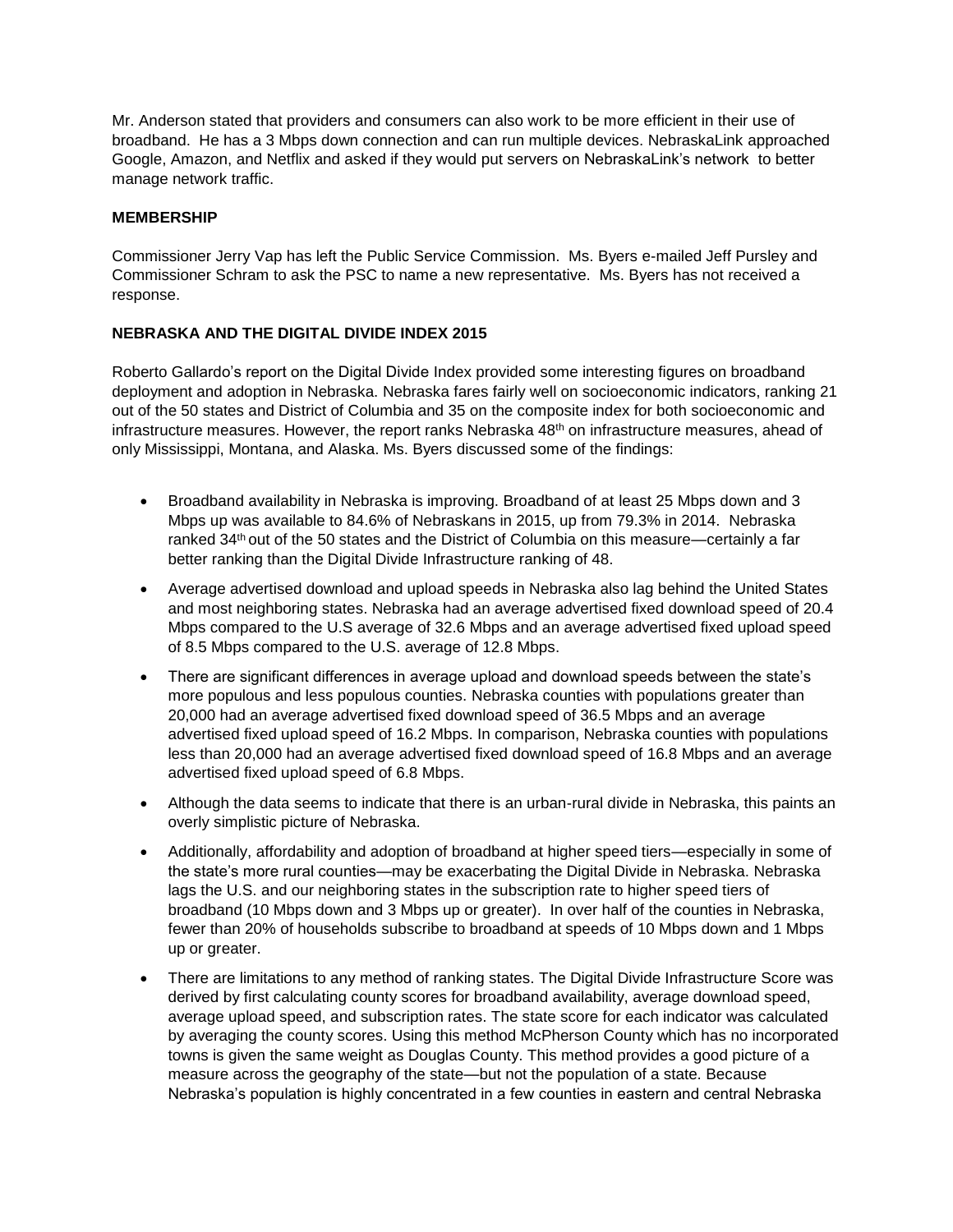Mr. Anderson stated that providers and consumers can also work to be more efficient in their use of broadband. He has a 3 Mbps down connection and can run multiple devices. NebraskaLink approached Google, Amazon, and Netflix and asked if they would put servers on NebraskaLink's network to better manage network traffic.

**MEMBERSHIP**

Commissioner Jerry Vap has left the Public Service Commission. Ms. Byers e-mailed Jeff Pursley and Commissioner Schram to ask the PSC to name a new representative. Ms. Byers has not received a response.

**NEBRASKA AND THE DIGITAL DIVIDE INDEX 2015**

Roberto Gallardo's report on the Digital Divide Index provided some interesting figures on broadband deployment and adoption in Nebraska. Nebraska fares fairly well on socioeconomic indicators, ranking 21 out of the 50 states and District of Columbia and 35 on the composite index for both socioeconomic and infrastructure measures. However, the report ranks Nebraska 48th on infrastructure measures, ahead of only Mississippi, Montana, and Alaska. Ms. Byers discussed some of the findings:

- Broadband availability in Nebraska is improving. Broadband of at least 25 Mbps down and 3 Mbps up was available to 84.6% of Nebraskans in 2015, up from 79.3% in 2014. Nebraska ranked 34th out of the 50 states and the District of Columbia on this measure—certainly a far better ranking than the Digital Divide Infrastructure ranking of 48.
- Average advertised download and upload speeds in Nebraska also lag behind the United States and most neighboring states. Nebraska had an average advertised fixed download speed of 20.4 Mbps compared to the U.S average of 32.6 Mbps and an average advertised fixed upload speed of 8.5 Mbps compared to the U.S. average of 12.8 Mbps.
- There are significant differences in average upload and download speeds between the state's more populous and less populous counties. Nebraska counties with populations greater than 20,000 had an average advertised fixed download speed of 36.5 Mbps and an average advertised fixed upload speed of 16.2 Mbps. In comparison, Nebraska counties with populations less than 20,000 had an average advertised fixed download speed of 16.8 Mbps and an average advertised fixed upload speed of 6.8 Mbps.
- Although the data seems to indicate that there is an urban-rural divide in Nebraska, this paints an overly simplistic picture of Nebraska.
- Additionally, affordability and adoption of broadband at higher speed tiers—especially in some of the state's more rural counties—may be exacerbating the Digital Divide in Nebraska. Nebraska lags the U.S. and our neighboring states in the subscription rate to higher speed tiers of broadband (10 Mbps down and 3 Mbps up or greater). In over half of the counties in Nebraska, fewer than 20% of households subscribe to broadband at speeds of 10 Mbps down and 1 Mbps up or greater.
- There are limitations to any method of ranking states. The Digital Divide Infrastructure Score was derived by first calculating county scores for broadband availability, average download speed, average upload speed, and subscription rates. The state score for each indicator was calculated by averaging the county scores. Using this method McPherson County which has no incorporated towns is given the same weight as Douglas County. This method provides a good picture of a measure across the geography of the state—but not the population of a state. Because Nebraska's population is highly concentrated in a few counties in eastern and central Nebraska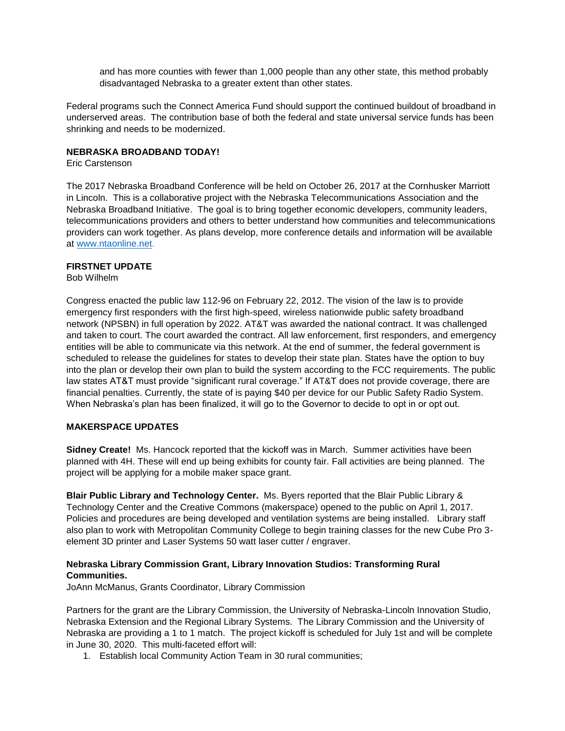and has more counties with fewer than 1,000 people than any other state, this method probably disadvantaged Nebraska to a greater extent than other states.

Federal programs such the Connect America Fund should support the continued buildout of broadband in underserved areas. The contribution base of both the federal and state universal service funds has been shrinking and needs to be modernized.

**NEBRASKA BROADBAND TODAY!**
Eric Carstenson

The 2017 Nebraska Broadband Conference will be held on October 26, 2017 at the Cornhusker Marriott in Lincoln. This is a collaborative project with the Nebraska Telecommunications Association and the Nebraska Broadband Initiative. The goal is to bring together economic developers, community leaders, telecommunications providers and others to better understand how communities and telecommunications providers can work together. As plans develop, more conference details and information will be available at www.ntaonline.net.

**FIRSTNET UPDATE**
Bob Wilhelm

Congress enacted the public law 112-96 on February 22, 2012. The vision of the law is to provide emergency first responders with the first high-speed, wireless nationwide public safety broadband network (NPSBN) in full operation by 2022. AT&T was awarded the national contract. It was challenged and taken to court. The court awarded the contract. All law enforcement, first responders, and emergency entities will be able to communicate via this network. At the end of summer, the federal government is scheduled to release the guidelines for states to develop their state plan. States have the option to buy into the plan or develop their own plan to build the system according to the FCC requirements. The public law states AT&T must provide "significant rural coverage." If AT&T does not provide coverage, there are financial penalties. Currently, the state of is paying $40 per device for our Public Safety Radio System. When Nebraska's plan has been finalized, it will go to the Governor to decide to opt in or opt out.

**MAKERSPACE UPDATES**

**Sidney Create!** Ms. Hancock reported that the kickoff was in March. Summer activities have been planned with 4H. These will end up being exhibits for county fair. Fall activities are being planned. The project will be applying for a mobile maker space grant.

**Blair Public Library and Technology Center.** Ms. Byers reported that the Blair Public Library & Technology Center and the Creative Commons (makerspace) opened to the public on April 1, 2017. Policies and procedures are being developed and ventilation systems are being installed. Library staff also plan to work with Metropolitan Community College to begin training classes for the new Cube Pro 3-element 3D printer and Laser Systems 50 watt laser cutter / engraver.

**Nebraska Library Commission Grant, Library Innovation Studios: Transforming Rural Communities.**
JoAnn McManus, Grants Coordinator, Library Commission

Partners for the grant are the Library Commission, the University of Nebraska-Lincoln Innovation Studio, Nebraska Extension and the Regional Library Systems. The Library Commission and the University of Nebraska are providing a 1 to 1 match. The project kickoff is scheduled for July 1st and will be complete in June 30, 2020. This multi-faceted effort will:

1. Establish local Community Action Team in 30 rural communities;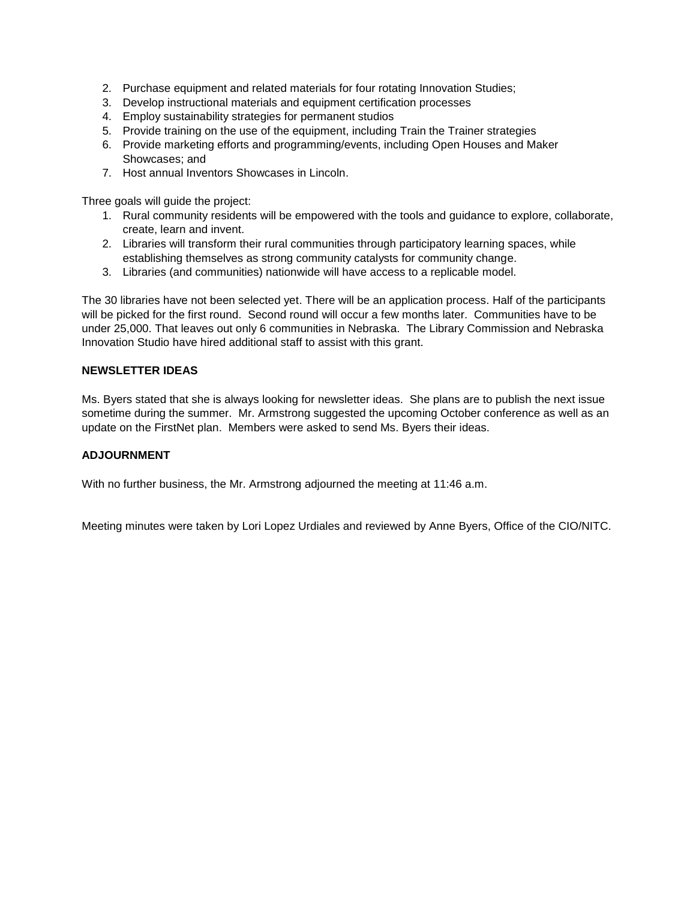2. Purchase equipment and related materials for four rotating Innovation Studies;
3. Develop instructional materials and equipment certification processes
4. Employ sustainability strategies for permanent studios
5. Provide training on the use of the equipment, including Train the Trainer strategies
6. Provide marketing efforts and programming/events, including Open Houses and Maker Showcases; and
7. Host annual Inventors Showcases in Lincoln.

Three goals will guide the project:

1. Rural community residents will be empowered with the tools and guidance to explore, collaborate, create, learn and invent.
2. Libraries will transform their rural communities through participatory learning spaces, while establishing themselves as strong community catalysts for community change.
3. Libraries (and communities) nationwide will have access to a replicable model.

The 30 libraries have not been selected yet. There will be an application process. Half of the participants will be picked for the first round. Second round will occur a few months later. Communities have to be under 25,000. That leaves out only 6 communities in Nebraska. The Library Commission and Nebraska Innovation Studio have hired additional staff to assist with this grant.

**NEWSLETTER IDEAS**

Ms. Byers stated that she is always looking for newsletter ideas. She plans are to publish the next issue sometime during the summer. Mr. Armstrong suggested the upcoming October conference as well as an update on the FirstNet plan. Members were asked to send Ms. Byers their ideas.

**ADJOURNMENT**

With no further business, the Mr. Armstrong adjourned the meeting at 11:46 a.m.

Meeting minutes were taken by Lori Lopez Urdiales and reviewed by Anne Byers, Office of the CIO/NITC.